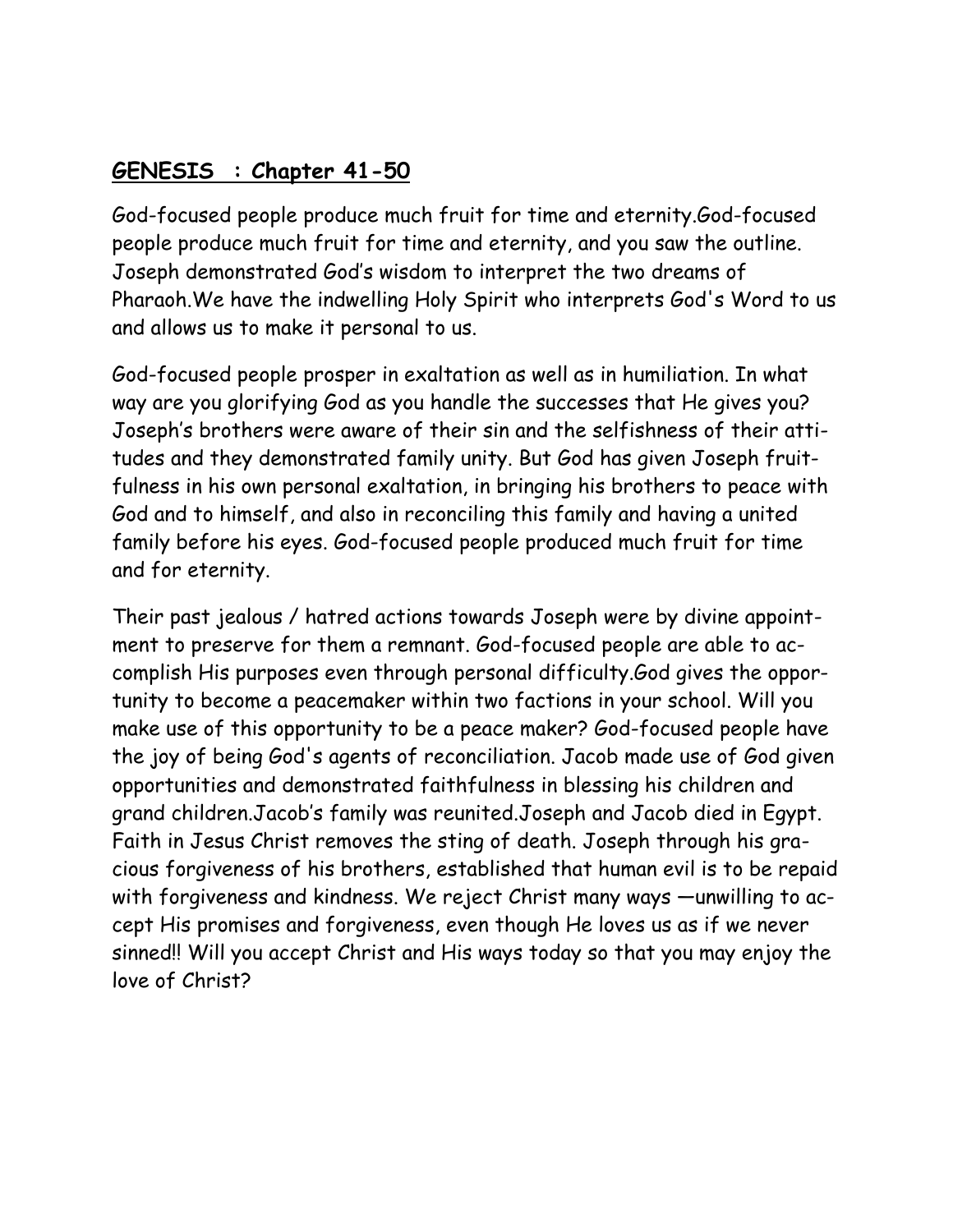## GENESIS : Chapter 41-50

God-focused people produce much fruit for time and eternity.God-focused people produce much fruit for time and eternity, and you saw the outline. Joseph demonstrated God's wisdom to interpret the two dreams of Pharaoh.We have the indwelling Holy Spirit who interprets God's Word to us and allows us to make it personal to us.

God-focused people prosper in exaltation as well as in humiliation. In what way are you glorifying God as you handle the successes that He gives you? Joseph's brothers were aware of their sin and the selfishness of their attitudes and they demonstrated family unity. But God has given Joseph fruitfulness in his own personal exaltation, in bringing his brothers to peace with God and to himself, and also in reconciling this family and having a united family before his eyes. God-focused people produced much fruit for time and for eternity.

Their past jealous / hatred actions towards Joseph were by divine appointment to preserve for them a remnant. God-focused people are able to accomplish His purposes even through personal difficulty.God gives the opportunity to become a peacemaker within two factions in your school. Will you make use of this opportunity to be a peace maker? God-focused people have the joy of being God's agents of reconciliation. Jacob made use of God given opportunities and demonstrated faithfulness in blessing his children and grand children.Jacob's family was reunited.Joseph and Jacob died in Egypt. Faith in Jesus Christ removes the sting of death. Joseph through his gracious forgiveness of his brothers, established that human evil is to be repaid with forgiveness and kindness. We reject Christ many ways —unwilling to accept His promises and forgiveness, even though He loves us as if we never sinned!! Will you accept Christ and His ways today so that you may enjoy the love of Christ?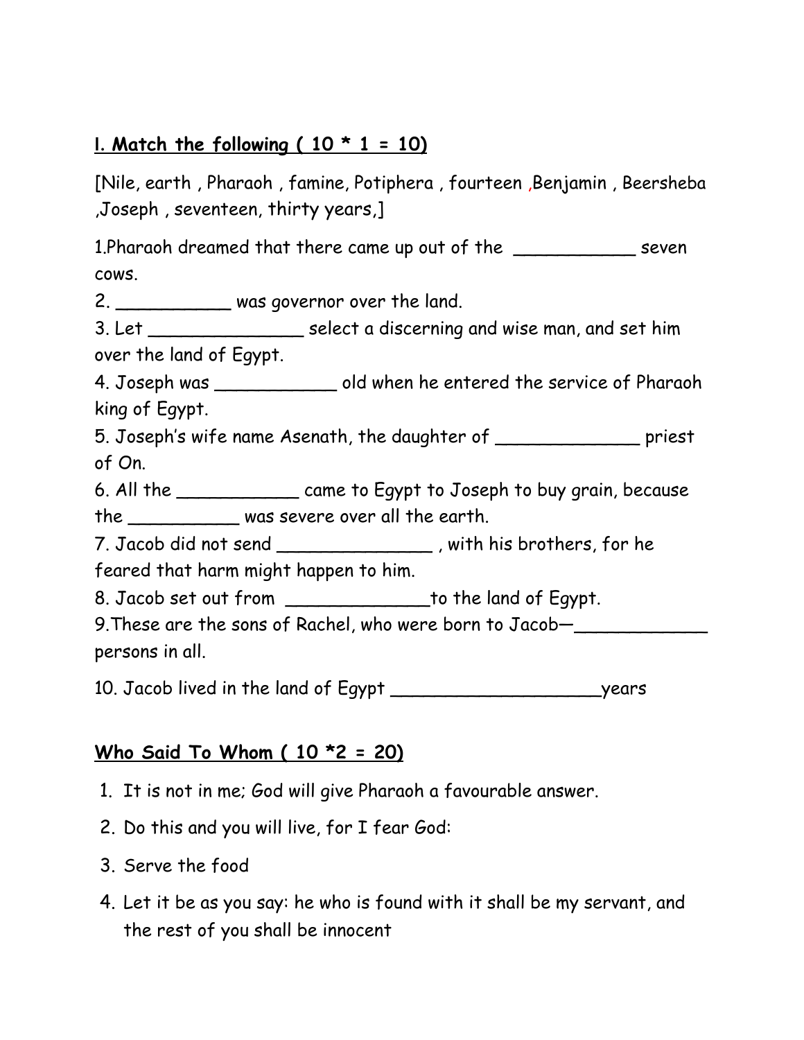## I. Match the following ( 10 * 1 = 10)

[Nile, earth , Pharaoh , famine, Potiphera , fourteen ,Benjamin , Beersheba ,Joseph , seventeen, thirty years,]

1.Pharaoh dreamed that there came up out of the ___________ seven cows.

2. __________ was governor over the land.

3. Let ______________ select a discerning and wise man, and set him over the land of Egypt.

4. Joseph was ___________ old when he entered the service of Pharaoh king of Egypt.

5. Joseph's wife name Asenath, the daughter of _____________ priest of On.

6. All the ___________ came to Egypt to Joseph to buy grain, because the __________ was severe over all the earth.

7. Jacob did not send ______________ , with his brothers, for he feared that harm might happen to him.

8. Jacob set out from _____________to the land of Egypt.

9.These are the sons of Rachel, who were born to Jacob—____________ persons in all.

10. Jacob lived in the land of Egypt ___________________years

## Who Said To Whom ( 10 *2 = 20)

1. It is not in me; God will give Pharaoh a favourable answer.
2. Do this and you will live, for I fear God:
3. Serve the food
4. Let it be as you say: he who is found with it shall be my servant, and the rest of you shall be innocent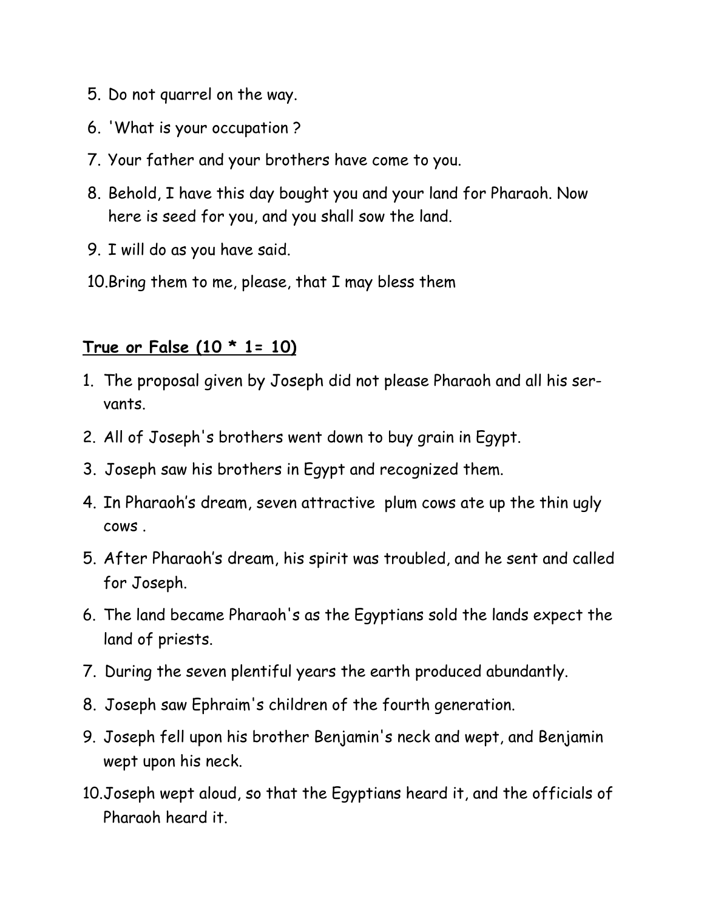5. Do not quarrel on the way.
6. 'What is your occupation ?
7. Your father and your brothers have come to you.
8. Behold, I have this day bought you and your land for Pharaoh. Now here is seed for you, and you shall sow the land.
9. I will do as you have said.
10. Bring them to me, please, that I may bless them

**True or False (10 * 1= 10)**

1. The proposal given by Joseph did not please Pharaoh and all his servants.
2. All of Joseph's brothers went down to buy grain in Egypt.
3. Joseph saw his brothers in Egypt and recognized them.
4. In Pharaoh's dream, seven attractive plum cows ate up the thin ugly cows .
5. After Pharaoh's dream, his spirit was troubled, and he sent and called for Joseph.
6. The land became Pharaoh's as the Egyptians sold the lands expect the land of priests.
7. During the seven plentiful years the earth produced abundantly.
8. Joseph saw Ephraim's children of the fourth generation.
9. Joseph fell upon his brother Benjamin's neck and wept, and Benjamin wept upon his neck.
10. Joseph wept aloud, so that the Egyptians heard it, and the officials of Pharaoh heard it.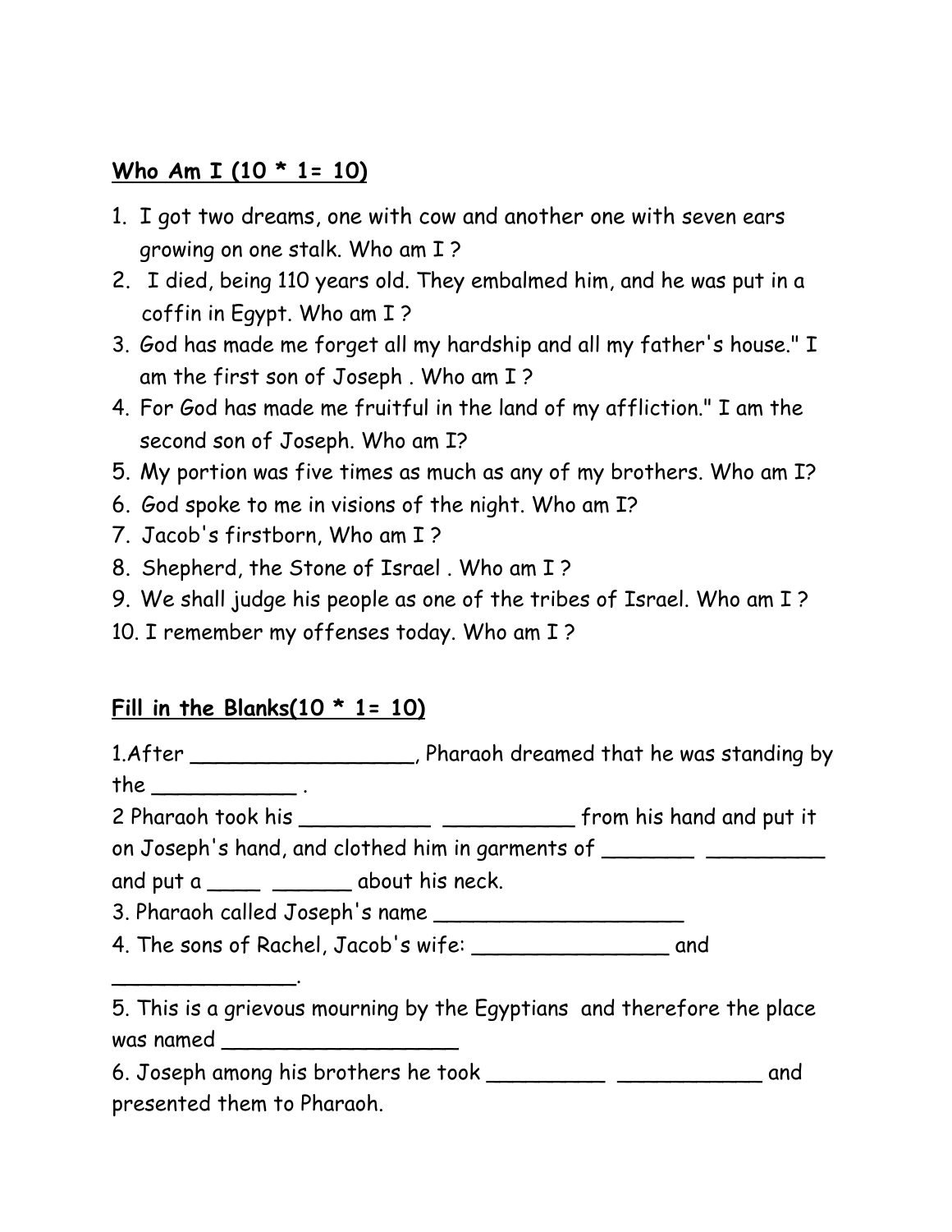**Who Am I (10 * 1= 10)**

1. I got two dreams, one with cow and another one with seven ears growing on one stalk. Who am I ?
2. I died, being 110 years old. They embalmed him, and he was put in a coffin in Egypt. Who am I ?
3. God has made me forget all my hardship and all my father's house." I am the first son of Joseph . Who am I ?
4. For God has made me fruitful in the land of my affliction." I am the second son of Joseph. Who am I?
5. My portion was five times as much as any of my brothers. Who am I?
6. God spoke to me in visions of the night. Who am I?
7. Jacob's firstborn, Who am I ?
8. Shepherd, the Stone of Israel . Who am I ?
9. We shall judge his people as one of the tribes of Israel. Who am I ?
10. I remember my offenses today. Who am I ?

**Fill in the Blanks(10 * 1= 10)**

1.After _________________, Pharaoh dreamed that he was standing by the ___________ .

2 Pharaoh took his __________ __________ from his hand and put it on Joseph's hand, and clothed him in garments of _______ _________ and put a ____ ______ about his neck.

3. Pharaoh called Joseph's name ___________________

4. The sons of Rachel, Jacob's wife: _______________ and ______________.

5. This is a grievous mourning by the Egyptians and therefore the place was named __________________

6. Joseph among his brothers he took _________ ___________ and presented them to Pharaoh.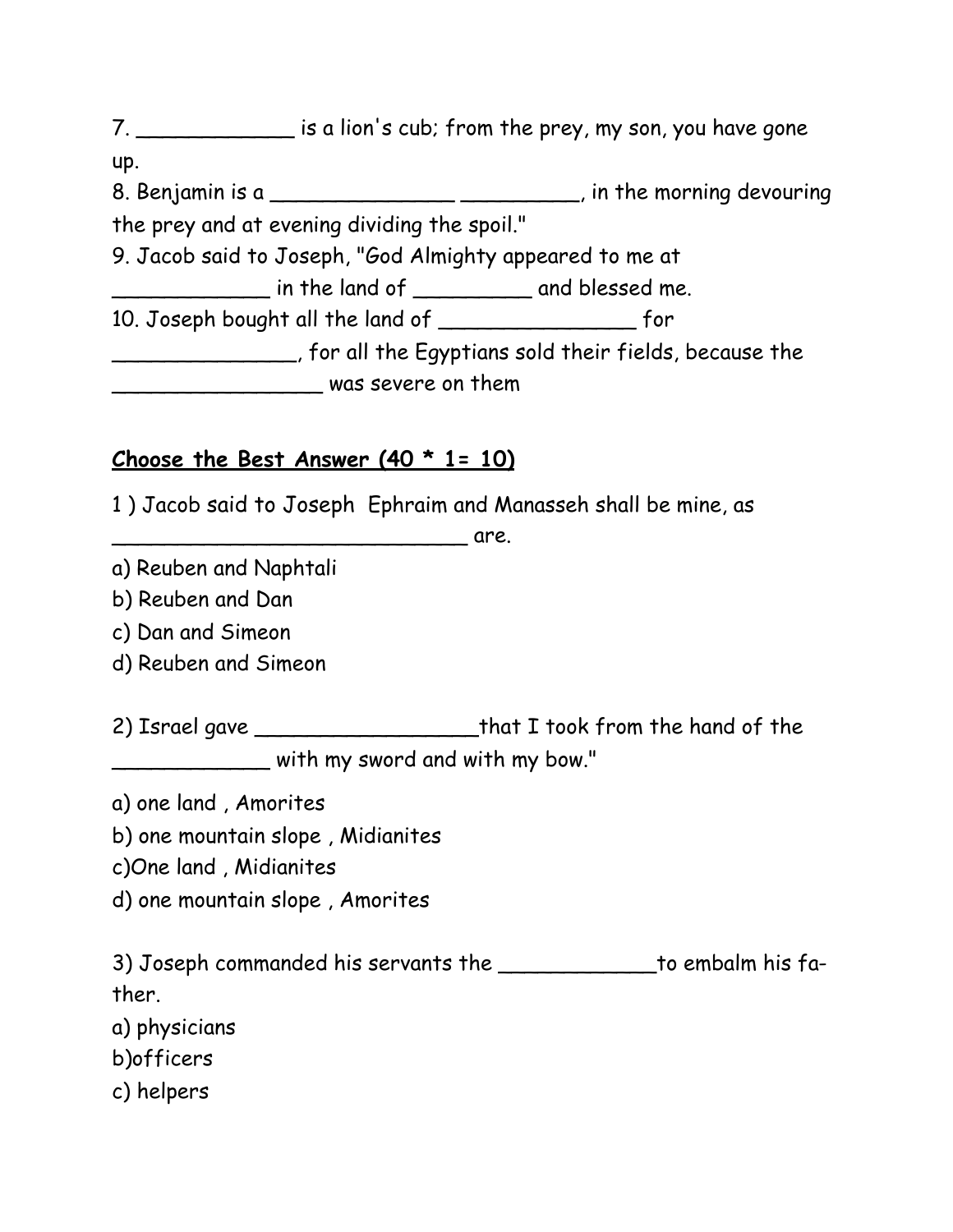7. ____________ is a lion's cub; from the prey, my son, you have gone up.

8. Benjamin is a ______________ _________, in the morning devouring the prey and at evening dividing the spoil."

9. Jacob said to Joseph, "God Almighty appeared to me at ____________ in the land of _________ and blessed me.

10. Joseph bought all the land of _______________ for ______________, for all the Egyptians sold their fields, because the ________________ was severe on them

**<u>Choose the Best Answer (40 * 1= 10)</u>**

1 ) Jacob said to Joseph Ephraim and Manasseh shall be mine, as ____________________________ are.

a) Reuben and Naphtali

b) Reuben and Dan

c) Dan and Simeon

d) Reuben and Simeon

2) Israel gave _________________that I took from the hand of the ____________ with my sword and with my bow."

a) one land , Amorites

b) one mountain slope , Midianites

c)One land , Midianites

d) one mountain slope , Amorites

3) Joseph commanded his servants the ____________to embalm his father.

a) physicians

b)officers

c) helpers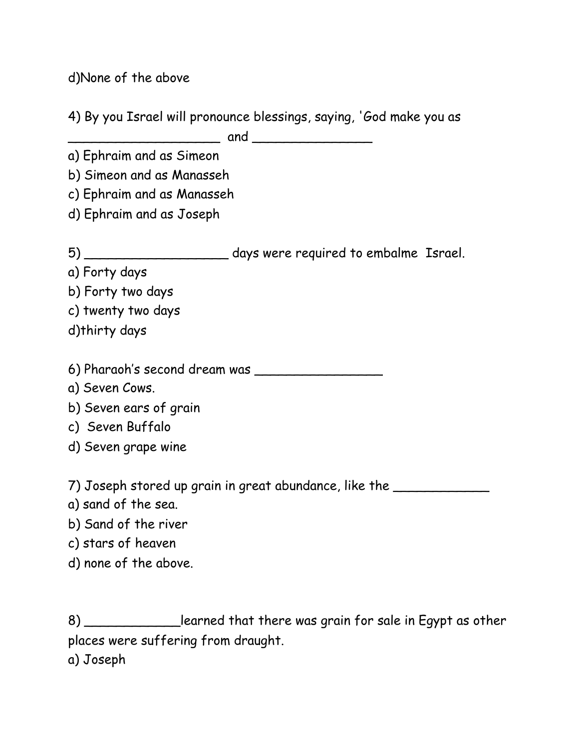d)None of the above

4) By you Israel will pronounce blessings, saying, 'God make you as ___________________ and _______________

a) Ephraim and as Simeon
b) Simeon and as Manasseh
c) Ephraim and as Manasseh
d) Ephraim and as Joseph

5) __________________ days were required to embalme Israel.

a) Forty days
b) Forty two days
c) twenty two days
d)thirty days

6) Pharaoh's second dream was ________________

a) Seven Cows.
b) Seven ears of grain
c) Seven Buffalo
d) Seven grape wine

7) Joseph stored up grain in great abundance, like the ____________

a) sand of the sea.
b) Sand of the river
c) stars of heaven
d) none of the above.

8) ____________learned that there was grain for sale in Egypt as other places were suffering from draught.

a) Joseph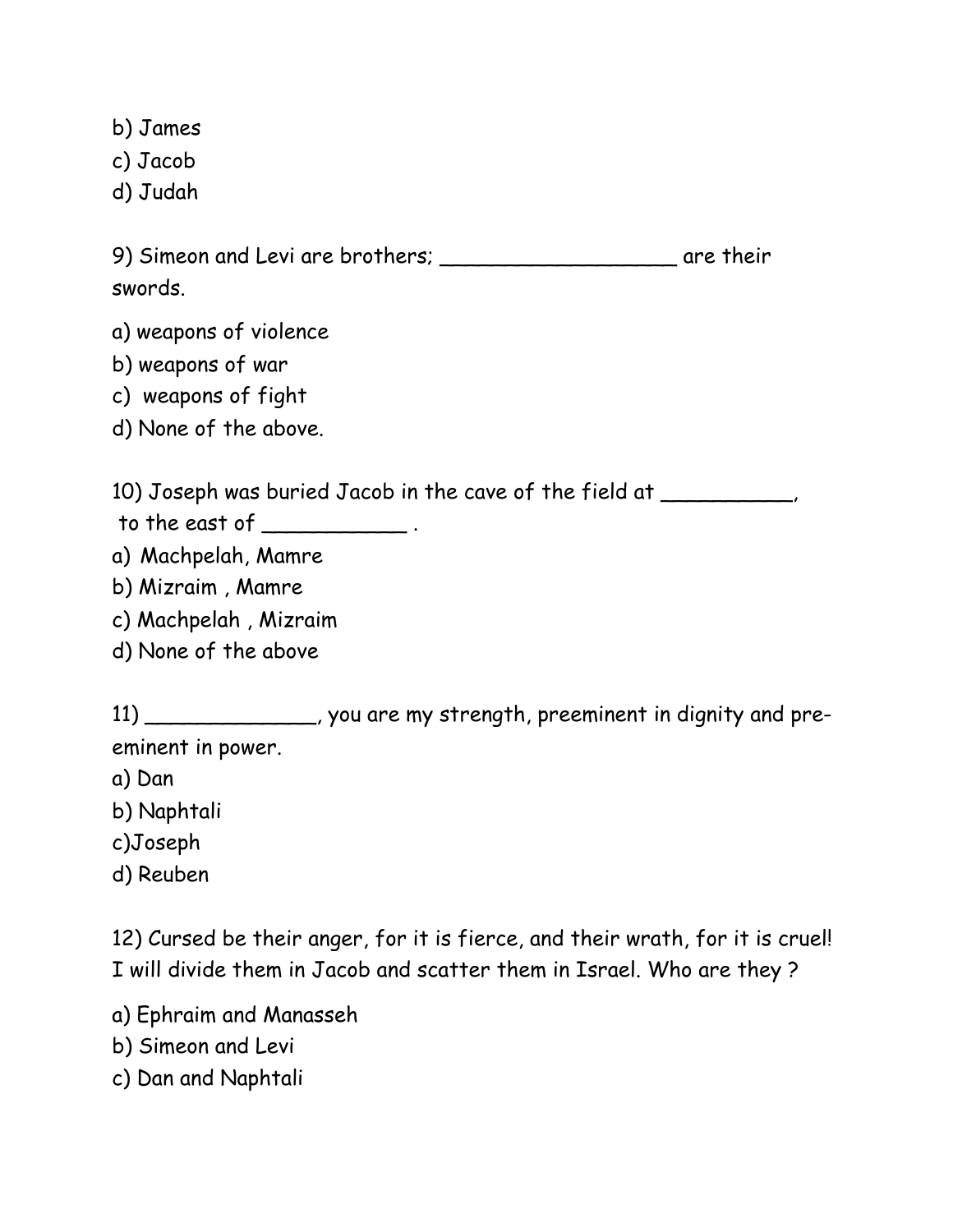b) James
c) Jacob
d) Judah

9) Simeon and Levi are brothers; ___________________ are their swords.

a) weapons of violence
b) weapons of war
c) weapons of fight
d) None of the above.

10) Joseph was buried Jacob in the cave of the field at __________, to the east of ___________ .

a) Machpelah, Mamre
b) Mizraim , Mamre
c) Machpelah , Mizraim
d) None of the above

11) _____________, you are my strength, preeminent in dignity and pre-eminent in power.

a) Dan
b) Naphtali
c)Joseph
d) Reuben

12) Cursed be their anger, for it is fierce, and their wrath, for it is cruel! I will divide them in Jacob and scatter them in Israel. Who are they ?

a) Ephraim and Manasseh
b) Simeon and Levi
c) Dan and Naphtali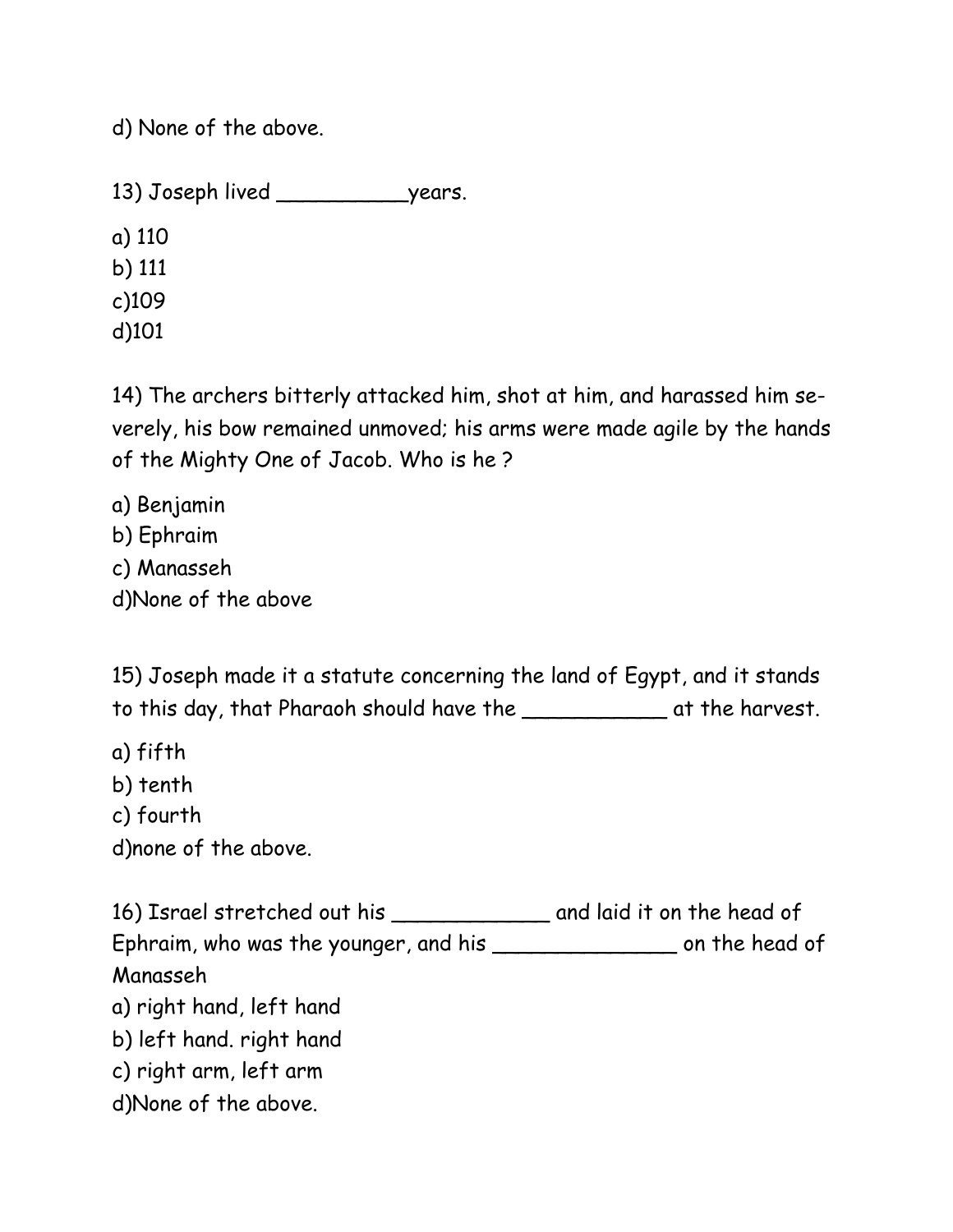d) None of the above.

13) Joseph lived __________years.

a) 110
b) 111
c)109
d)101

14) The archers bitterly attacked him, shot at him, and harassed him severely, his bow remained unmoved; his arms were made agile by the hands of the Mighty One of Jacob. Who is he ?

a) Benjamin
b) Ephraim
c) Manasseh
d)None of the above

15) Joseph made it a statute concerning the land of Egypt, and it stands to this day, that Pharaoh should have the ___________ at the harvest.

a) fifth
b) tenth
c) fourth
d)none of the above.

16) Israel stretched out his ____________ and laid it on the head of Ephraim, who was the younger, and his ______________ on the head of Manasseh

a) right hand, left hand
b) left hand. right hand
c) right arm, left arm
d)None of the above.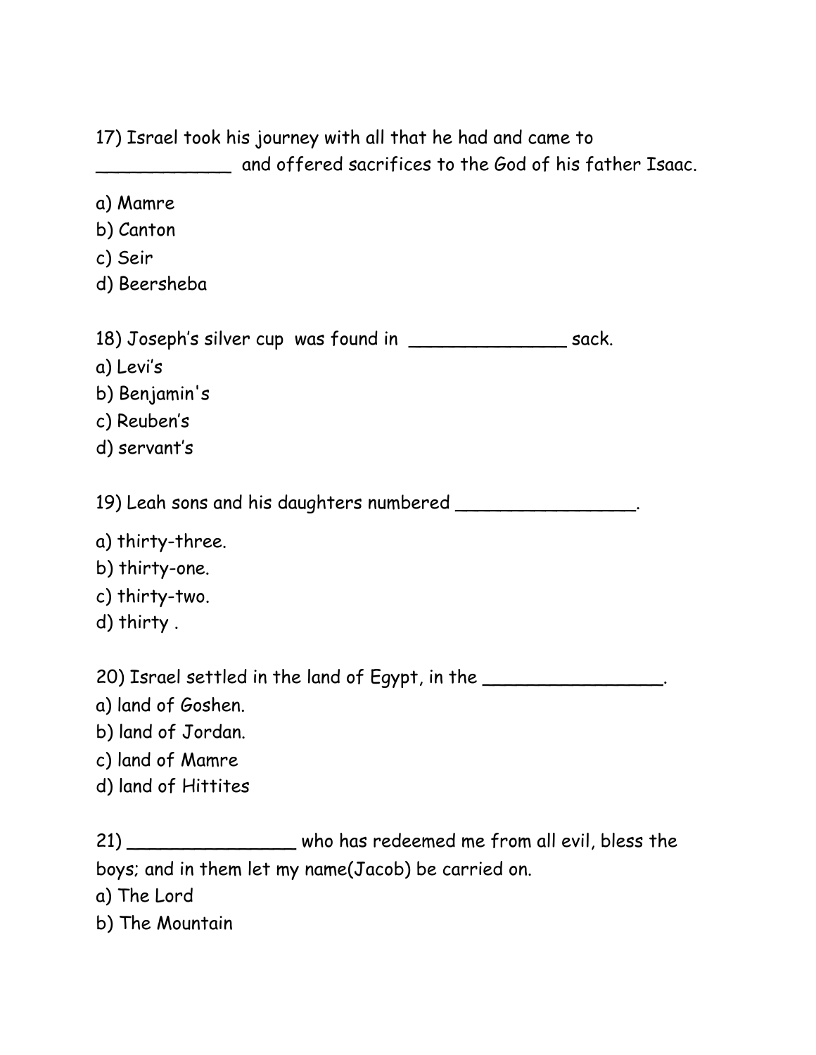17) Israel took his journey with all that he had and came to ____________ and offered sacrifices to the God of his father Isaac.

a) Mamre
b) Canton
c) Seir
d) Beersheba

18) Joseph's silver cup was found in ______________ sack.
a) Levi's
b) Benjamin's
c) Reuben's
d) servant's

19) Leah sons and his daughters numbered ________________.

a) thirty-three.
b) thirty-one.
c) thirty-two.
d) thirty .

20) Israel settled in the land of Egypt, in the ________________.
a) land of Goshen.
b) land of Jordan.
c) land of Mamre
d) land of Hittites

21) _______________ who has redeemed me from all evil, bless the boys; and in them let my name(Jacob) be carried on.
a) The Lord
b) The Mountain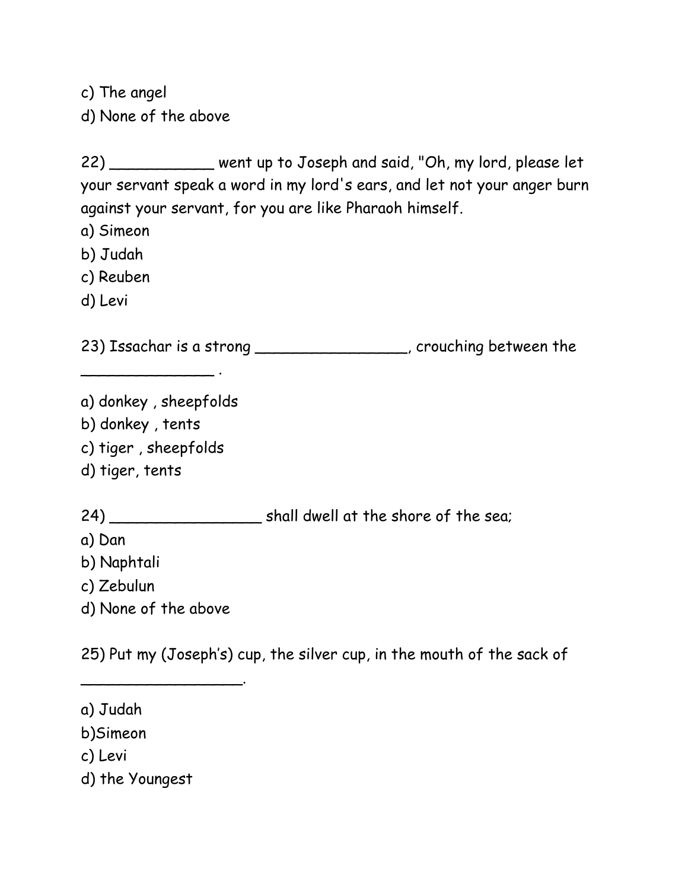c) The angel
d) None of the above

22) ___________ went up to Joseph and said, "Oh, my lord, please let your servant speak a word in my lord's ears, and let not your anger burn against your servant, for you are like Pharaoh himself.
a) Simeon
b) Judah
c) Reuben
d) Levi

23) Issachar is a strong ________________, crouching between the _______________ .

a) donkey , sheepfolds
b) donkey , tents
c) tiger , sheepfolds
d) tiger, tents

24) ________________ shall dwell at the shore of the sea;
a) Dan
b) Naphtali
c) Zebulun
d) None of the above

25) Put my (Joseph's) cup, the silver cup, in the mouth of the sack of _________________.

a) Judah
b)Simeon
c) Levi
d) the Youngest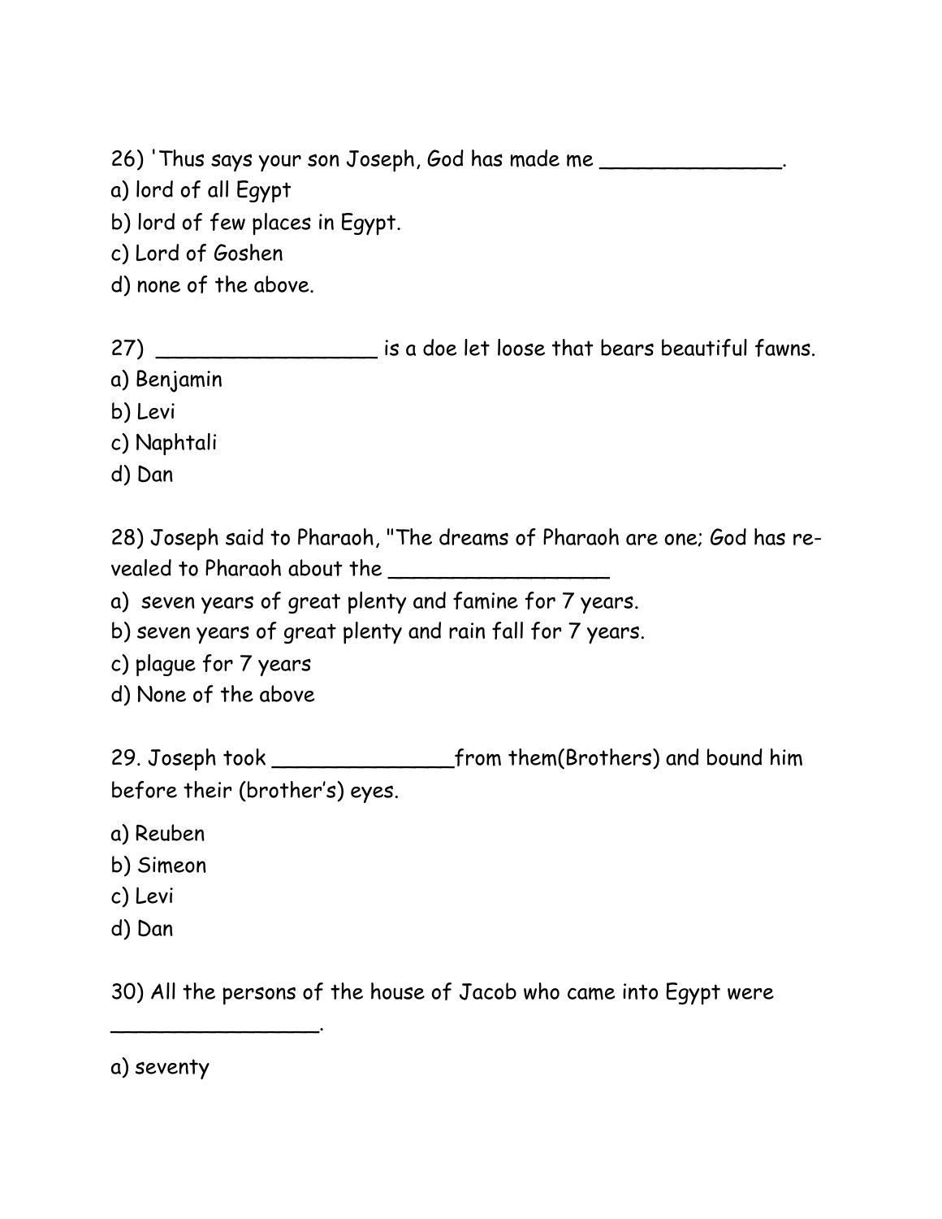26) 'Thus says your son Joseph, God has made me ______________.

a) lord of all Egypt
b) lord of few places in Egypt.
c) Lord of Goshen
d) none of the above.

27) _________________ is a doe let loose that bears beautiful fawns.

a) Benjamin
b) Levi
c) Naphtali
d) Dan

28) Joseph said to Pharaoh, "The dreams of Pharaoh are one; God has revealed to Pharaoh about the _________________

a) seven years of great plenty and famine for 7 years.
b) seven years of great plenty and rain fall for 7 years.
c) plague for 7 years
d) None of the above

29. Joseph took ______________from them(Brothers) and bound him before their (brother's) eyes.

a) Reuben
b) Simeon
c) Levi
d) Dan

30) All the persons of the house of Jacob who came into Egypt were ________________.

a) seventy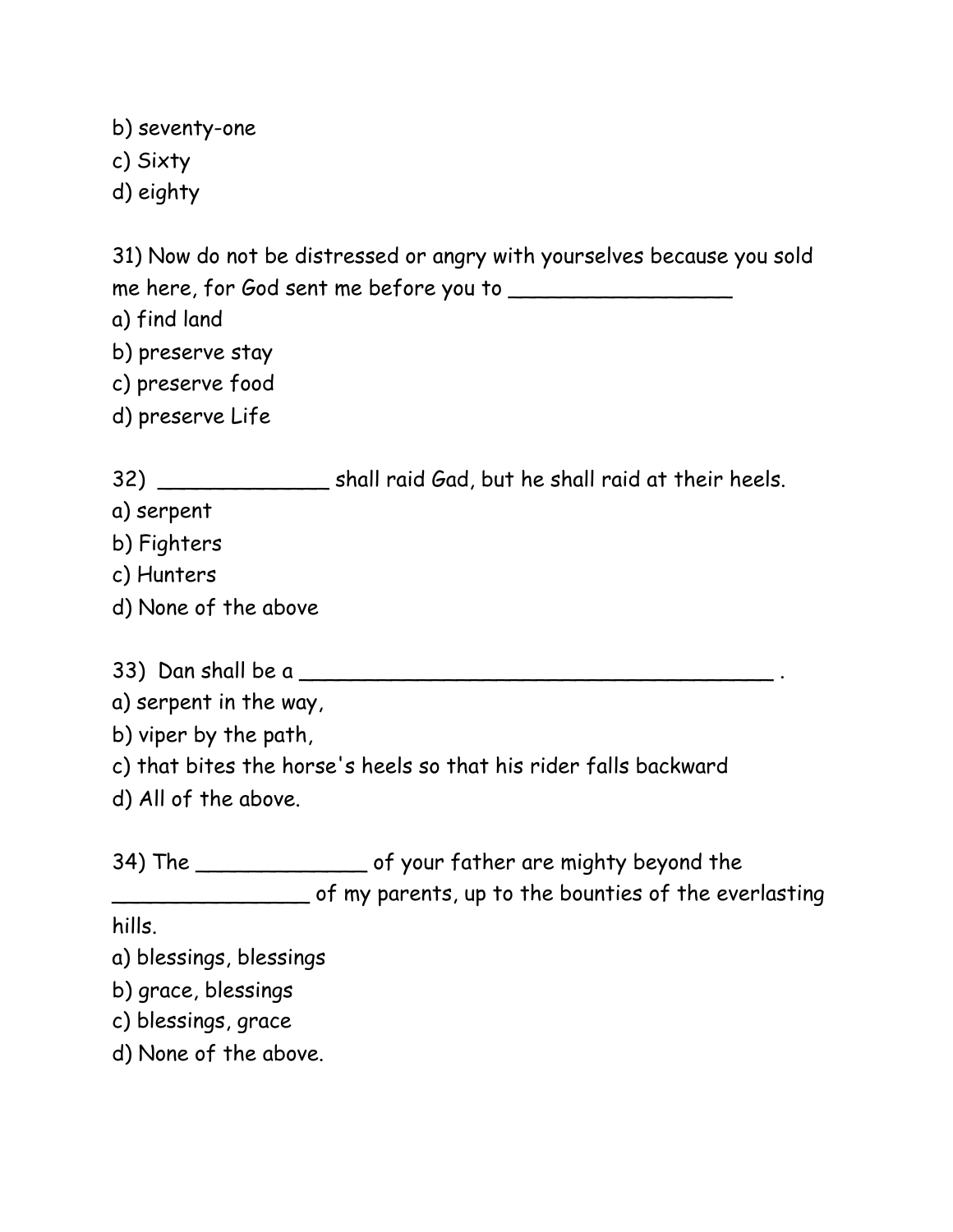b) seventy-one
c) Sixty
d) eighty

31) Now do not be distressed or angry with yourselves because you sold me here, for God sent me before you to _________________

a) find land
b) preserve stay
c) preserve food
d) preserve Life

32) _____________ shall raid Gad, but he shall raid at their heels.

a) serpent
b) Fighters
c) Hunters
d) None of the above

33) Dan shall be a _______________________________________ .

a) serpent in the way,
b) viper by the path,
c) that bites the horse's heels so that his rider falls backward
d) All of the above.

34) The _____________ of your father are mighty beyond the _______________ of my parents, up to the bounties of the everlasting hills.

a) blessings, blessings
b) grace, blessings
c) blessings, grace
d) None of the above.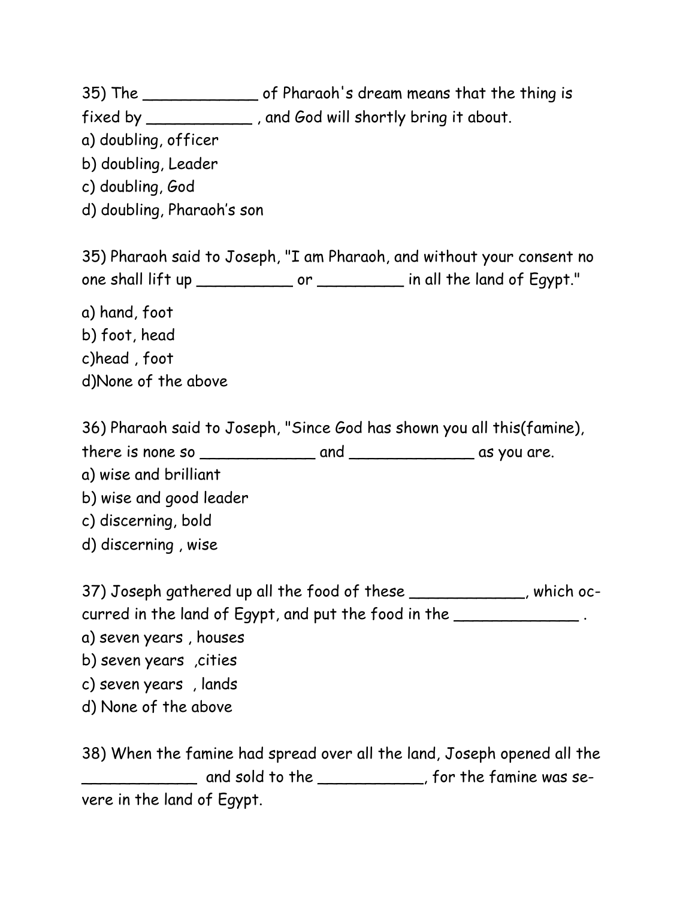35) The ____________ of Pharaoh's dream means that the thing is fixed by ___________ , and God will shortly bring it about.

a) doubling, officer

b) doubling, Leader

c) doubling, God

d) doubling, Pharaoh's son

35) Pharaoh said to Joseph, "I am Pharaoh, and without your consent no one shall lift up __________ or _________ in all the land of Egypt."

a) hand, foot

b) foot, head

c)head , foot

d)None of the above

36) Pharaoh said to Joseph, "Since God has shown you all this(famine), there is none so ____________ and _____________ as you are.

a) wise and brilliant

b) wise and good leader

c) discerning, bold

d) discerning , wise

37) Joseph gathered up all the food of these ____________, which occurred in the land of Egypt, and put the food in the _____________ .

a) seven years , houses

b) seven years ,cities

c) seven years , lands

d) None of the above

38) When the famine had spread over all the land, Joseph opened all the ____________ and sold to the ___________, for the famine was severe in the land of Egypt.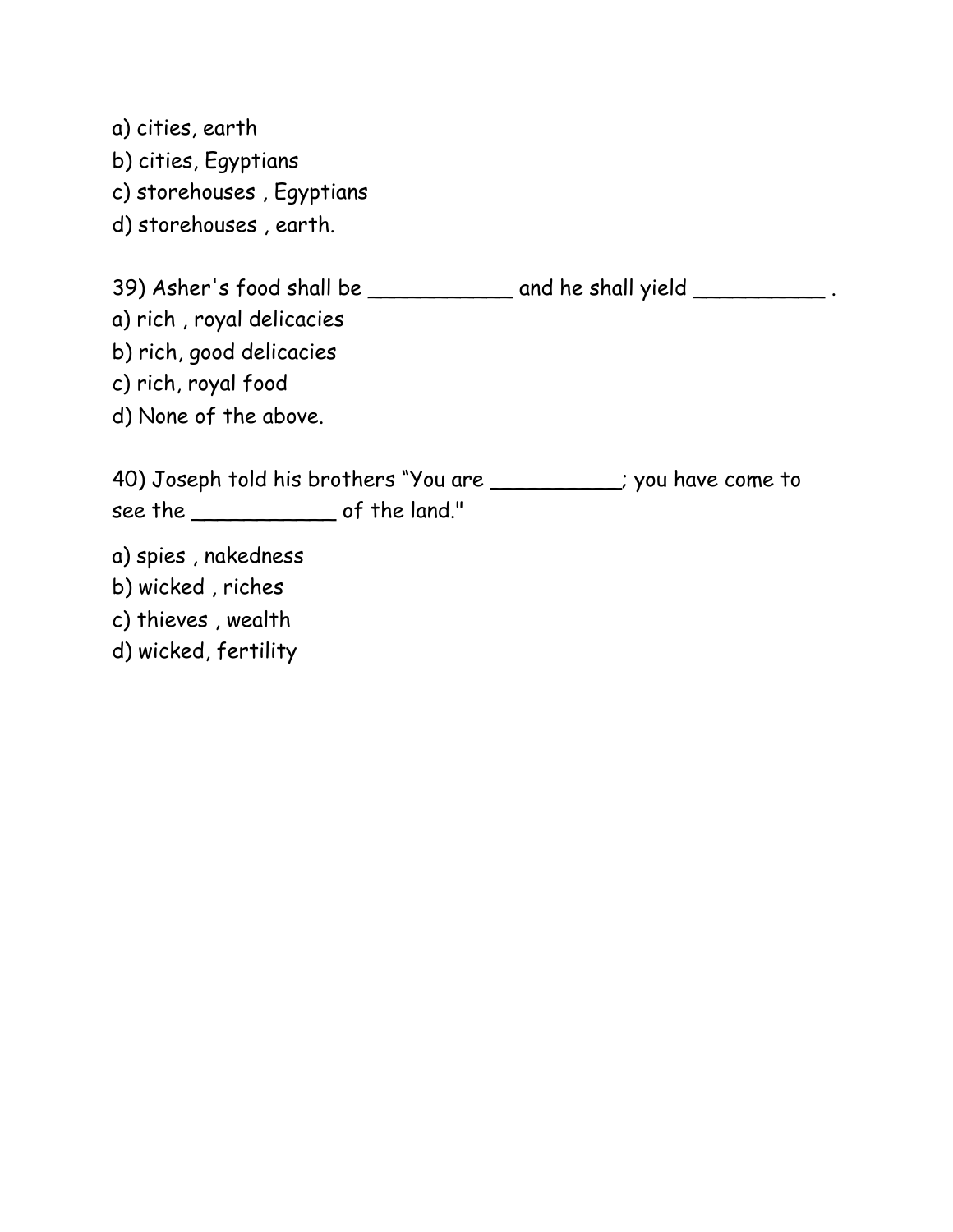a) cities, earth
b) cities, Egyptians
c) storehouses , Egyptians
d) storehouses , earth.

39) Asher's food shall be ___________ and he shall yield __________ .
a) rich , royal delicacies
b) rich, good delicacies
c) rich, royal food
d) None of the above.

40) Joseph told his brothers “You are __________; you have come to see the ___________ of the land."

a) spies , nakedness
b) wicked , riches
c) thieves , wealth
d) wicked, fertility